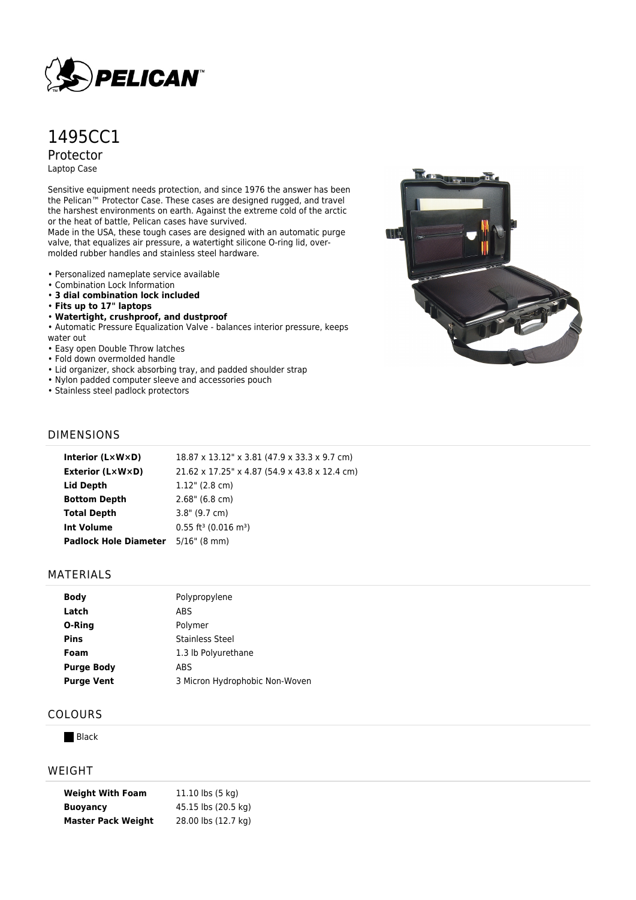# 1495CC1

## Protector

Laptop Case

Sensitive equipment needs protection, and since 1976 the answer has been the Pelican™ Protector Case. These cases are designed rugged, and travel the harshest environments on earth. Against the extreme cold of the arctic or the heat of battle, Pelican cases have survived.
Made in the USA, these tough cases are designed with an automatic purge valve, that equalizes air pressure, a watertight silicone O-ring lid, over-molded rubber handles and stainless steel hardware.

- Personalized nameplate service available
- Combination Lock Information
- **3 dial combination lock included**
- **Fits up to 17" laptops**
- **Watertight, crushproof, and dustproof**
- Automatic Pressure Equalization Valve - balances interior pressure, keeps water out
- Easy open Double Throw latches
- Fold down overmolded handle
- Lid organizer, shock absorbing tray, and padded shoulder strap
- Nylon padded computer sleeve and accessories pouch
- Stainless steel padlock protectors

## DIMENSIONS

| | |
|---|---|
| **Interior (L×W×D)** | 18.87 x 13.12" x 3.81 (47.9 x 33.3 x 9.7 cm) |
| **Exterior (L×W×D)** | 21.62 x 17.25" x 4.87 (54.9 x 43.8 x 12.4 cm) |
| **Lid Depth** | 1.12" (2.8 cm) |
| **Bottom Depth** | 2.68" (6.8 cm) |
| **Total Depth** | 3.8" (9.7 cm) |
| **Int Volume** | 0.55 $ft^3$ (0.016 $m^3$) |
| **Padlock Hole Diameter** | 5/16" (8 mm) |

## MATERIALS

| | |
|---|---|
| **Body** | Polypropylene |
| **Latch** | ABS |
| **O-Ring** | Polymer |
| **Pins** | Stainless Steel |
| **Foam** | 1.3 lb Polyurethane |
| **Purge Body** | ABS |
| **Purge Vent** | 3 Micron Hydrophobic Non-Woven |

## COLOURS

Black

## WEIGHT

| | |
|---|---|
| **Weight With Foam** | 11.10 lbs (5 kg) |
| **Buoyancy** | 45.15 lbs (20.5 kg) |
| **Master Pack Weight** | 28.00 lbs (12.7 kg) |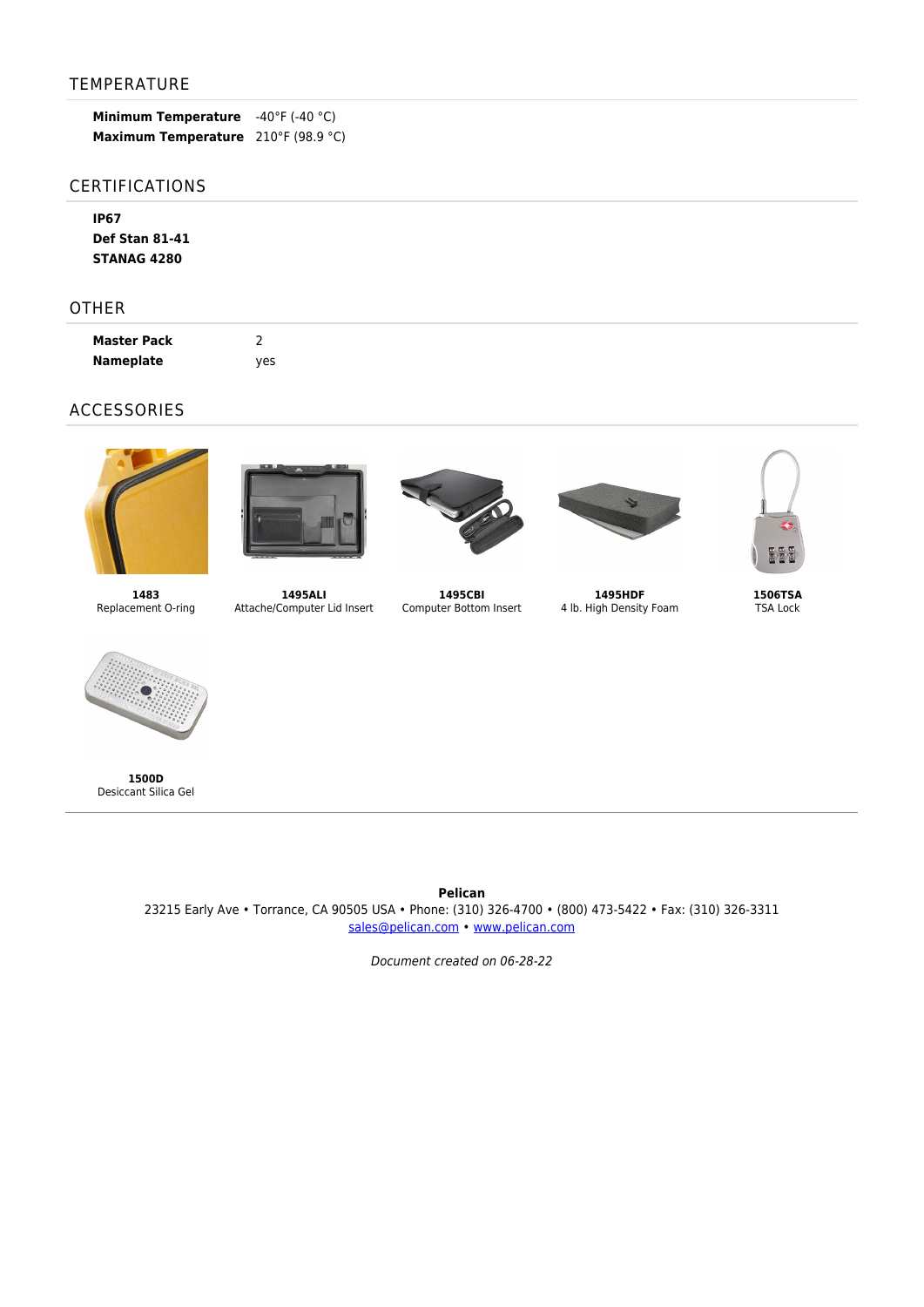## TEMPERATURE

| | |
|---|---|
| **Minimum Temperature** | -40°F (-40 °C) |
| **Maximum Temperature** | 210°F (98.9 °C) |

## CERTIFICATIONS

**IP67**
**Def Stan 81-41**
**STANAG 4280**

## OTHER

| | |
|---|---|
| **Master Pack** | 2 |
| **Nameplate** | yes |

## ACCESSORIES

**1483**
Replacement O-ring

**1495ALI**
Attache/Computer Lid Insert

**1495CBI**
Computer Bottom Insert

**1495HDF**
4 lb. High Density Foam

**1506TSA**
TSA Lock

**1500D**
Desiccant Silica Gel

**Pelican**
23215 Early Ave • Torrance, CA 90505 USA • Phone: (310) 326-4700 • (800) 473-5422 • Fax: (310) 326-3311
sales@pelican.com • www.pelican.com

*Document created on 06-28-22*